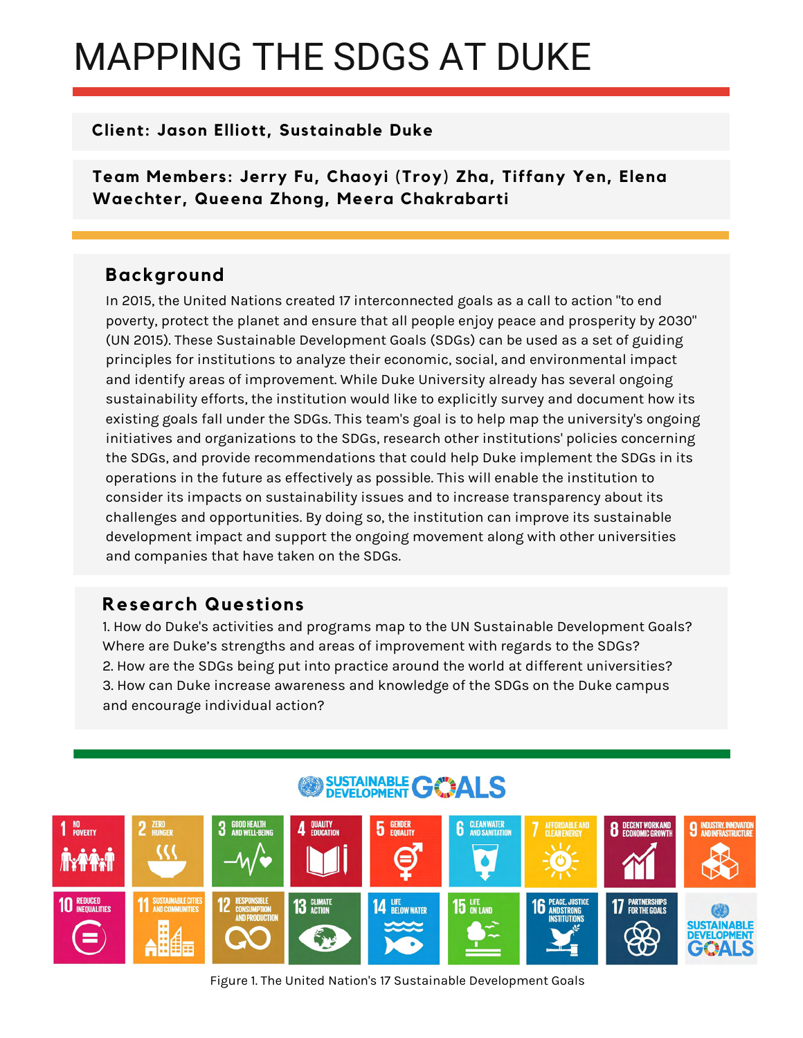# MAPPING THE SDGS AT DUKE

**Client: Jason Elliott, Sustainable Duke**

**Team Members: Jerry Fu, Chaoyi (Troy) Zha, Tiffany Yen, Elena Waechter, Queena Zhong, Meera Chakrabarti**

## Background

In 2015, the United Nations created 17 interconnected goals as a call to action "to end poverty, protect the planet and ensure that all people enjoy peace and prosperity by 2030" (UN 2015). These Sustainable Development Goals (SDGs) can be used as a set of guiding principles for institutions to analyze their economic, social, and environmental impact and identify areas of improvement. While Duke University already has several ongoing sustainability efforts, the institution would like to explicitly survey and document how its existing goals fall under the SDGs. This team's goal is to help map the university's ongoing initiatives and organizations to the SDGs, research other institutions' policies concerning the SDGs, and provide recommendations that could help Duke implement the SDGs in its operations in the future as effectively as possible. This will enable the institution to consider its impacts on sustainability issues and to increase transparency about its challenges and opportunities. By doing so, the institution can improve its sustainable development impact and support the ongoing movement along with other universities and companies that have taken on the SDGs.

## Research Questions

1. How do Duke's activities and programs map to the UN Sustainable Development Goals? Where are Duke's strengths and areas of improvement with regards to the SDGs?
2. How are the SDGs being put into practice around the world at different universities?
3. How can Duke increase awareness and knowledge of the SDGs on the Duke campus and encourage individual action?

Figure 1. The United Nation's 17 Sustainable Development Goals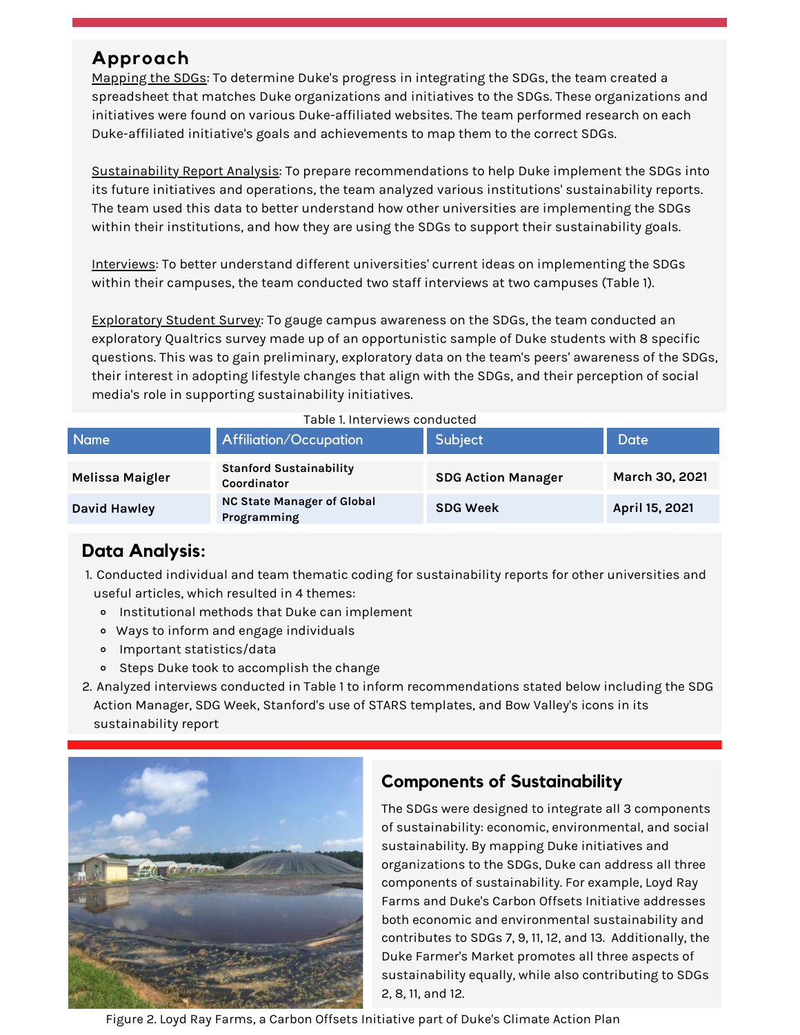## Approach

Mapping the SDGs: To determine Duke's progress in integrating the SDGs, the team created a spreadsheet that matches Duke organizations and initiatives to the SDGs. These organizations and initiatives were found on various Duke-affiliated websites. The team performed research on each Duke-affiliated initiative's goals and achievements to map them to the correct SDGs.

Sustainability Report Analysis: To prepare recommendations to help Duke implement the SDGs into its future initiatives and operations, the team analyzed various institutions' sustainability reports. The team used this data to better understand how other universities are implementing the SDGs within their institutions, and how they are using the SDGs to support their sustainability goals.

Interviews: To better understand different universities' current ideas on implementing the SDGs within their campuses, the team conducted two staff interviews at two campuses (Table 1).

Exploratory Student Survey: To gauge campus awareness on the SDGs, the team conducted an exploratory Qualtrics survey made up of an opportunistic sample of Duke students with 8 specific questions. This was to gain preliminary, exploratory data on the team's peers' awareness of the SDGs, their interest in adopting lifestyle changes that align with the SDGs, and their perception of social media's role in supporting sustainability initiatives.

Table 1. Interviews conducted

| Name | Affiliation/Occupation | Subject | Date |
|---|---|---|---|
| **Melissa Maigler** | **Stanford Sustainability Coordinator** | **SDG Action Manager** | **March 30, 2021** |
| **David Hawley** | **NC State Manager of Global Programming** | **SDG Week** | **April 15, 2021** |

## Data Analysis:

1. Conducted individual and team thematic coding for sustainability reports for other universities and useful articles, which resulted in 4 themes:
   - Institutional methods that Duke can implement
   - Ways to inform and engage individuals
   - Important statistics/data
   - Steps Duke took to accomplish the change
2. Analyzed interviews conducted in Table 1 to inform recommendations stated below including the SDG Action Manager, SDG Week, Stanford's use of STARS templates, and Bow Valley's icons in its sustainability report

## Components of Sustainability

The SDGs were designed to integrate all 3 components of sustainability: economic, environmental, and social sustainability. By mapping Duke initiatives and organizations to the SDGs, Duke can address all three components of sustainability. For example, Loyd Ray Farms and Duke's Carbon Offsets Initiative addresses both economic and environmental sustainability and contributes to SDGs 7, 9, 11, 12, and 13. Additionally, the Duke Farmer's Market promotes all three aspects of sustainability equally, while also contributing to SDGs 2, 8, 11, and 12.

Figure 2. Loyd Ray Farms, a Carbon Offsets Initiative part of Duke's Climate Action Plan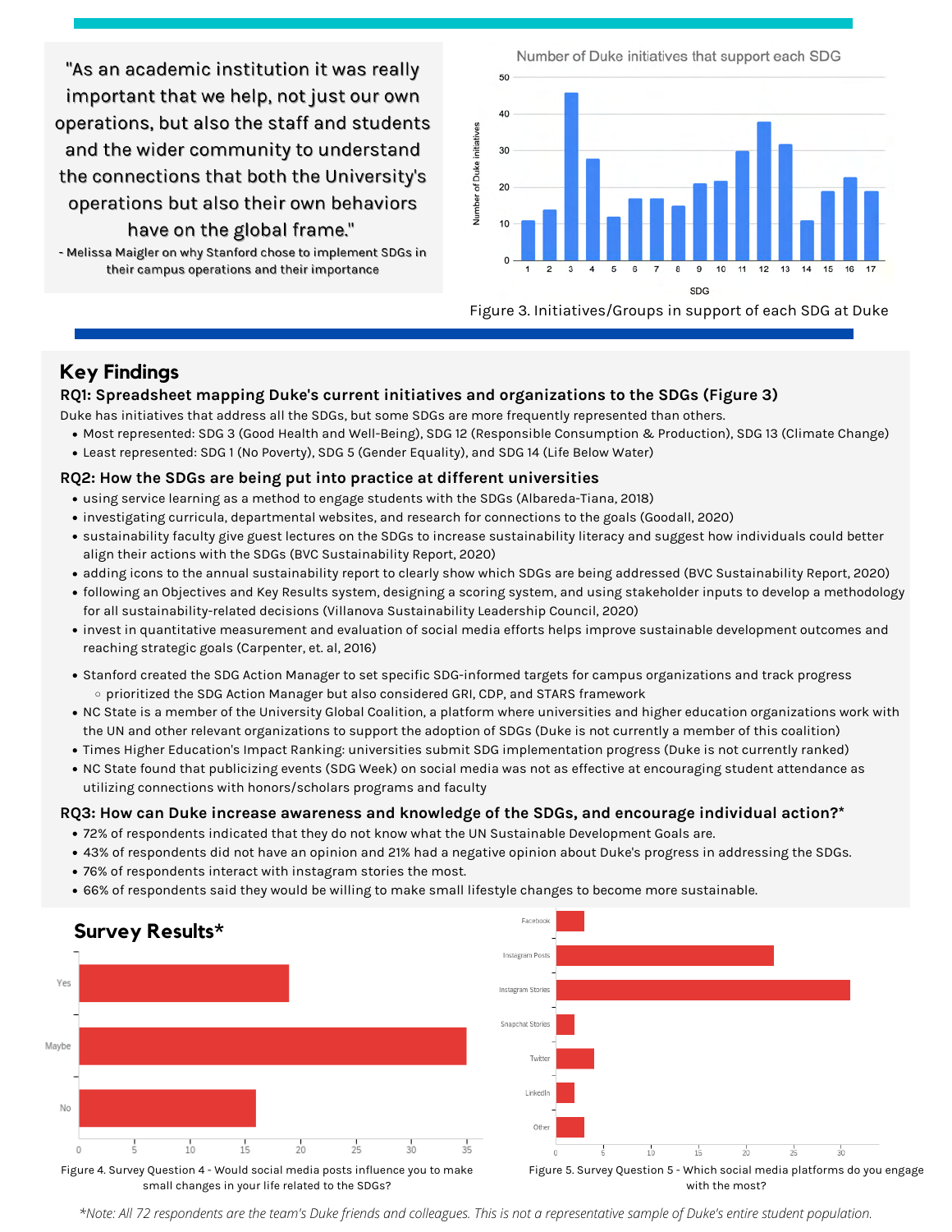"As an academic institution it was really important that we help, not just our own operations, but also the staff and students and the wider community to understand the connections that both the University's operations but also their own behaviors have on the global frame."

- Melissa Maigler on why Stanford chose to implement SDGs in their campus operations and their importance

Figure 3. Initiatives/Groups in support of each SDG at Duke

## Key Findings

### RQ1: Spreadsheet mapping Duke's current initiatives and organizations to the SDGs (Figure 3)

Duke has initiatives that address all the SDGs, but some SDGs are more frequently represented than others.

- Most represented: SDG 3 (Good Health and Well-Being), SDG 12 (Responsible Consumption & Production), SDG 13 (Climate Change)
- Least represented: SDG 1 (No Poverty), SDG 5 (Gender Equality), and SDG 14 (Life Below Water)

### RQ2: How the SDGs are being put into practice at different universities

- using service learning as a method to engage students with the SDGs (Albareda-Tiana, 2018)
- investigating curricula, departmental websites, and research for connections to the goals (Goodall, 2020)
- sustainability faculty give guest lectures on the SDGs to increase sustainability literacy and suggest how individuals could better align their actions with the SDGs (BVC Sustainability Report, 2020)
- adding icons to the annual sustainability report to clearly show which SDGs are being addressed (BVC Sustainability Report, 2020)
- following an Objectives and Key Results system, designing a scoring system, and using stakeholder inputs to develop a methodology for all sustainability-related decisions (Villanova Sustainability Leadership Council, 2020)
- invest in quantitative measurement and evaluation of social media efforts helps improve sustainable development outcomes and reaching strategic goals (Carpenter, et. al, 2016)
- Stanford created the SDG Action Manager to set specific SDG-informed targets for campus organizations and track progress
  - prioritized the SDG Action Manager but also considered GRI, CDP, and STARS framework
- NC State is a member of the University Global Coalition, a platform where universities and higher education organizations work with the UN and other relevant organizations to support the adoption of SDGs (Duke is not currently a member of this coalition)
- Times Higher Education's Impact Ranking: universities submit SDG implementation progress (Duke is not currently ranked)
- NC State found that publicizing events (SDG Week) on social media was not as effective at encouraging student attendance as utilizing connections with honors/scholars programs and faculty

### RQ3: How can Duke increase awareness and knowledge of the SDGs, and encourage individual action?*

- 72% of respondents indicated that they do not know what the UN Sustainable Development Goals are.
- 43% of respondents did not have an opinion and 21% had a negative opinion about Duke's progress in addressing the SDGs.
- 76% of respondents interact with instagram stories the most.
- 66% of respondents said they would be willing to make small lifestyle changes to become more sustainable.

## Survey Results*

Figure 4. Survey Question 4 - Would social media posts influence you to make small changes in your life related to the SDGs?

Figure 5. Survey Question 5 - Which social media platforms do you engage with the most?

*\*Note: All 72 respondents are the team's Duke friends and colleagues. This is not a representative sample of Duke's entire student population.*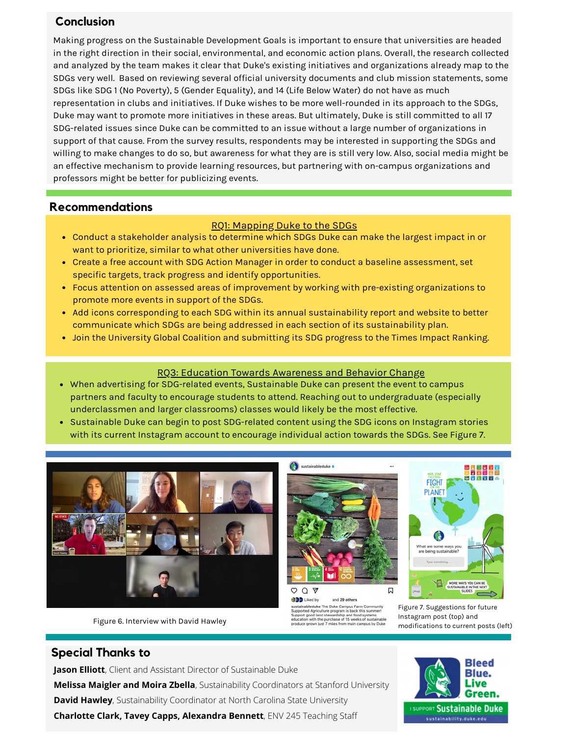## Conclusion

Making progress on the Sustainable Development Goals is important to ensure that universities are headed in the right direction in their social, environmental, and economic action plans. Overall, the research collected and analyzed by the team makes it clear that Duke's existing initiatives and organizations already map to the SDGs very well. Based on reviewing several official university documents and club mission statements, some SDGs like SDG 1 (No Poverty), 5 (Gender Equality), and 14 (Life Below Water) do not have as much representation in clubs and initiatives. If Duke wishes to be more well-rounded in its approach to the SDGs, Duke may want to promote more initiatives in these areas. But ultimately, Duke is still committed to all 17 SDG-related issues since Duke can be committed to an issue without a large number of organizations in support of that cause. From the survey results, respondents may be interested in supporting the SDGs and willing to make changes to do so, but awareness for what they are is still very low. Also, social media might be an effective mechanism to provide learning resources, but partnering with on-campus organizations and professors might be better for publicizing events.

## Recommendations

### RQ1: Mapping Duke to the SDGs

- Conduct a stakeholder analysis to determine which SDGs Duke can make the largest impact in or want to prioritize, similar to what other universities have done.
- Create a free account with SDG Action Manager in order to conduct a baseline assessment, set specific targets, track progress and identify opportunities.
- Focus attention on assessed areas of improvement by working with pre-existing organizations to promote more events in support of the SDGs.
- Add icons corresponding to each SDG within its annual sustainability report and website to better communicate which SDGs are being addressed in each section of its sustainability plan.
- Join the University Global Coalition and submitting its SDG progress to the Times Impact Ranking.

### RQ3: Education Towards Awareness and Behavior Change

- When advertising for SDG-related events, Sustainable Duke can present the event to campus partners and faculty to encourage students to attend. Reaching out to undergraduate (especially underclassmen and larger classrooms) classes would likely be the most effective.
- Sustainable Duke can begin to post SDG-related content using the SDG icons on Instagram stories with its current Instagram account to encourage individual action towards the SDGs. See Figure 7.

Figure 6. Interview with David Hawley

Figure 7. Suggestions for future Instagram post (top) and modifications to current posts (left)

## Special Thanks to

**Jason Elliott**, Client and Assistant Director of Sustainable Duke
**Melissa Maigler and Moira Zbella**, Sustainability Coordinators at Stanford University
**David Hawley**, Sustainability Coordinator at North Carolina State University
**Charlotte Clark, Tavey Capps, Alexandra Bennett**, ENV 245 Teaching Staff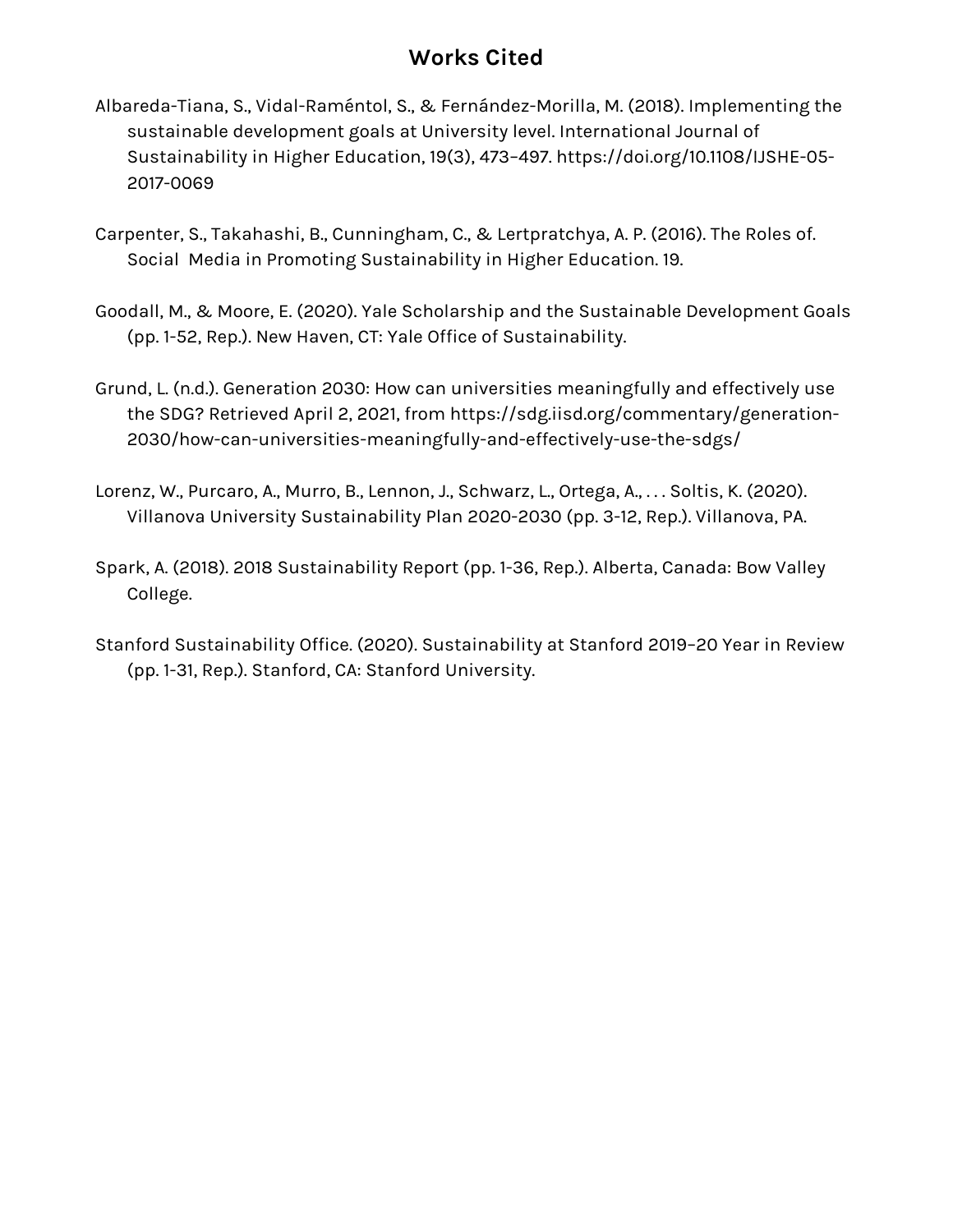## Works Cited

Albareda-Tiana, S., Vidal-Raméntol, S., & Fernández-Morilla, M. (2018). Implementing the sustainable development goals at University level. International Journal of Sustainability in Higher Education, 19(3), 473–497. https://doi.org/10.1108/IJSHE-05-2017-0069

Carpenter, S., Takahashi, B., Cunningham, C., & Lertpratchya, A. P. (2016). The Roles of. Social Media in Promoting Sustainability in Higher Education. 19.

Goodall, M., & Moore, E. (2020). Yale Scholarship and the Sustainable Development Goals (pp. 1-52, Rep.). New Haven, CT: Yale Office of Sustainability.

Grund, L. (n.d.). Generation 2030: How can universities meaningfully and effectively use the SDG? Retrieved April 2, 2021, from https://sdg.iisd.org/commentary/generation-2030/how-can-universities-meaningfully-and-effectively-use-the-sdgs/

Lorenz, W., Purcaro, A., Murro, B., Lennon, J., Schwarz, L., Ortega, A., . . . Soltis, K. (2020). Villanova University Sustainability Plan 2020-2030 (pp. 3-12, Rep.). Villanova, PA.

Spark, A. (2018). 2018 Sustainability Report (pp. 1-36, Rep.). Alberta, Canada: Bow Valley College.

Stanford Sustainability Office. (2020). Sustainability at Stanford 2019–20 Year in Review (pp. 1-31, Rep.). Stanford, CA: Stanford University.